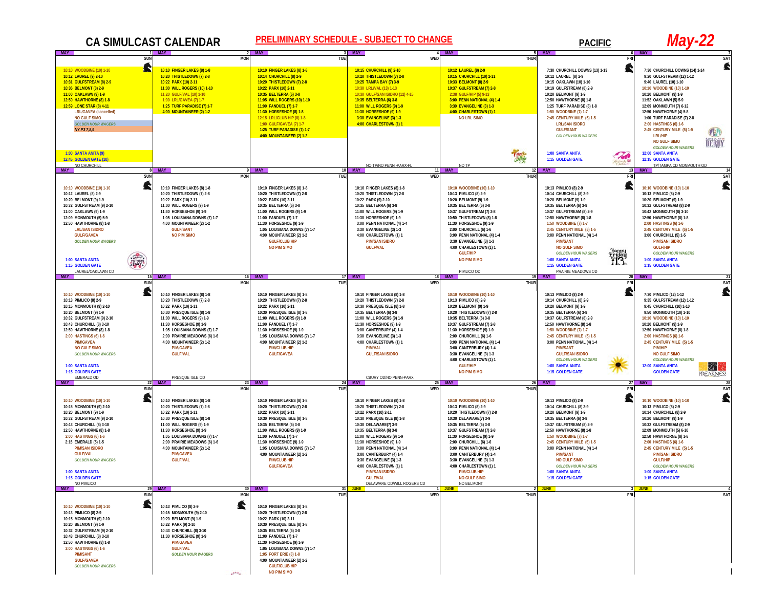# CA SIMULCAST CALENDAR

**PRELIMINARY SCHEDULE - SUBJECT TO CHANGE**

**PACIFIC**

## May-22

| SUN | MON | TUE | WED | THUR | FRI | SAT |
|---|---|---|---|---|---|---|
| MAY 1<br>10:10 WOODBINE (10) 1-10<br>10:12 LAUREL (9) 2-10<br>10:31 GULFSTREAM (8) 2-9<br>10:36 BELMONT (8) 2-9<br>11:00 OAKLAWN (9) 1-9<br>12:50 HAWTHORNE (8) 1-8<br>12:59 LONE STAR (8) 4-11<br>LRL/GAVEA (cancelled)<br>NO GULF SIMO<br>GOLDEN HOUR WAGERS<br>NY P3 7,8,9<br>1:00 SANTA ANITA (9)<br>12:45 GOLDEN GATE (10)<br>NO CHURCHILL | MAY 2<br>10:10 FINGER LAKES (8) 1-8<br>10:10 THISTLEDOWN (7) 2-8<br>10:22 PARX (10) 2-11<br>11:00 WILL ROGERS (10) 1-10<br>11:20 GULF/VAL (10) 1-10<br>1:00 LRL/GAVEA (7) 1-7<br>1:25 TURF PARADISE (7) 1-7<br>4:00 MOUNTAINEER (2) 1-2 | MAY 3<br>10:10 FINGER LAKES (8) 1-8<br>10:14 CHURCHILL (8) 2-9<br>10:20 THISTLEDOWN (7) 2-8<br>10:22 PARX (10) 2-11<br>10:35 BELTERRA (6) 3-8<br>11:05 WILL ROGERS (10) 1-10<br>11:00 FANDUEL (7) 1-7<br>11:30 HORSESHOE (8) 1-8<br>12:15 LRL/CLUB HIP (8) 1-8<br>1:00 GULF/GAVEA (7) 1-7<br>1:25 TURF PARADISE (7) 1-7<br>4:00 MOUNTAINEER (2) 1-2 | MAY 4<br>10:15 CHURCHILL (9) 2-10<br>10:20 THISTLEDOWN (7) 2-8<br>10:25 TAMPA BAY (7) 3-9<br>10:30 LRL/VAL (13) 1-13<br>10:30 GULF/SAN ISIDRO (12) 4-15<br>10:35 BELTERRA (6) 3-8<br>11:00 WILL ROGERS (9) 1-9<br>11:30 HORSESHOE (9) 1-9<br>3:30 EVANGELINE (3) 1-3<br>4:00 CHARLESTOWN (1) 1<br>NO TP/NO PENN -PARX-FL | MAY 5<br>10:12 LAUREL (8) 2-9<br>10:15 CHURCHILL (10) 2-11<br>10:33 BELMONT (8) 2-9<br>10:37 GULFSTREAM (7) 2-8<br>2:38 GULF/HIP (5) 9-13<br>3:00 PENN NATIONAL (4) 1-4<br>3:30 EVANGELINE (3) 1-3<br>4:00 CHARLESTOWN (1) 1<br>NO LRL SIMO<br>NO TP | MAY 6<br>7:30 CHURCHILL DOWNS (13) 1-13<br>10:12 LAUREL (8) 2-9<br>10:15 OAKLAWN (10) 1-10<br>10:19 GULFSTREAM (8) 2-9<br>10:20 BELMONT (9) 1-9<br>12:50 HAWTHORNE (8) 1-8<br>1:25 TURF PARADISE (8) 1-8<br>1:50 WOODBINE (7) 1-7<br>2:45 CENTURY MILE (5) 1-5<br>LRL/SAN ISIDRO<br>GULF/SANT<br>GOLDEN HOUR WAGERS<br>1:00 SANTA ANITA<br>1:15 GOLDEN GATE | MAY 7<br>7:30 CHURCHILL DOWNS (14) 1-14<br>9:20 GULFSTREAM (12) 1-12<br>9:40 LAUREL (10) 1-10<br>10:10 WOODBINE (10) 1-10<br>10:20 BELMONT (9) 1-9<br>11:52 OAKLAWN (5) 5-9<br>12:09 MONMOUTH (7) 6-12<br>12:50 HAWTHORNE (4) 5-8<br>1:00 TURF PARADISE (7) 2-8<br>2:00 HASTINGS (6) 1-6<br>2:45 CENTURY MILE (5) 1-5<br>LRL/HIP<br>NO GULF SIMO<br>GOLDEN HOUR WAGERS<br>12:00 SANTA ANITA<br>12:15 GOLDEN GATE<br>TP/TAMPA CD MONMOUTH OD |
| MAY 8<br>10:10 WOODBINE (10) 1-10<br>10:12 LAUREL (8) 2-9<br>10:20 BELMONT (9) 1-9<br>10:32 GULFSTREAM (9) 2-10<br>11:00 OAKLAWN (9) 1-9<br>12:09 MONMOUTH (5) 5-9<br>12:50 HAWTHORNE (8) 1-8<br>LRL/SAN ISIDRO<br>GULF/GAVEA<br>GOLDEN HOUR WAGERS<br>1:00 SANTA ANITA<br>1:15 GOLDEN GATE<br>LAUREL/OAKLAWN CD | MAY 9<br>10:10 FINGER LAKES (8) 1-8<br>10:20 THISTLEDOWN (7) 2-8<br>10:22 PARX (10) 2-11<br>11:00 WILL ROGERS (9) 1-9<br>11:30 HORSESHOE (9) 1-9<br>1:05 LOUISIANA DOWNS (7) 1-7<br>4:00 MOUNTAINEER (2) 1-2<br>GULF/SANT<br>NO PIM SIMO | MAY 10<br>10:10 FINGER LAKES (8) 1-8<br>10:20 THISTLEDOWN (7) 2-8<br>10:22 PARX (10) 2-11<br>10:35 BELTERRA (6) 3-8<br>11:00 WILL ROGERS (9) 1-9<br>11:00 FANDUEL (7) 1-7<br>11:30 HORSESHOE (9) 1-9<br>1:05 LOUISIANA DOWNS (7) 1-7<br>4:00 MOUNTAINEER (2) 1-2<br>GULF/CLUB HIP<br>NO PIM SIMO | MAY 11<br>10:10 FINGER LAKES (8) 1-8<br>10:20 THISTLEDOWN (7) 2-8<br>10:22 PARX (9) 2-10<br>10:35 BELTERRA (6) 3-8<br>11:00 WILL ROGERS (9) 1-9<br>11:30 HORSESHOE (9) 1-9<br>3:00 PENN NATIONAL (4) 1-4<br>3:30 EVANGELINE (3) 1-3<br>4:00 CHARLESTOWN (1) 1<br>PIM/SAN ISIDRO<br>GULF/VAL | MAY 12<br>10:10 WOODBINE (10) 1-10<br>10:13 PIMLICO (8) 2-9<br>10:20 BELMONT (9) 1-9<br>10:35 BELTERRA (6) 3-8<br>10:37 GULFSTREAM (7) 2-8<br>10:50 THISTLEDOWN (8) 1-8<br>11:30 HORSESHOE (9) 1-9<br>2:00 CHURCHILL (6) 1-6<br>3:00 PENN NATIONAL (4) 1-4<br>3:30 EVANGELINE (3) 1-3<br>4:00 CHARLESTOWN (1) 1<br>GULF/HIP<br>NO PIM SIMO<br>PIMLICO OD | MAY 13<br>10:13 PIMLICO (8) 2-9<br>10:14 CHURCHILL (8) 2-9<br>10:20 BELMONT (9) 1-9<br>10:35 BELTERRA (6) 3-8<br>10:37 GULFSTREAM (8) 2-9<br>12:50 HAWTHORNE (8) 1-8<br>1:50 WOODBINE (7) 1-7<br>2:45 CENTURY MILE (5) 1-5<br>3:00 PENN NATIONAL (4) 1-4<br>PIM/SANT<br>NO GULF SIMO<br>GOLDEN HOUR WAGERS<br>1:00 SANTA ANITA<br>1:15 GOLDEN GATE<br>PRAIRIE MEADOWS OD | MAY 14<br>10:10 WOODBINE (10) 1-10<br>10:13 PIMLICO (8) 2-9<br>10:20 BELMONT (9) 1-9<br>10:32 GULFSTREAM (8) 2-9<br>10:42 MONMOUTH (8) 3-10<br>12:50 HAWTHORNE (8) 1-8<br>2:00 HASTINGS (6) 1-6<br>2:45 CENTURY MILE (5) 1-5<br>3:00 CHURCHILL (5) 1-5<br>PIM/SAN ISIDRO<br>GULF/HIP<br>GOLDEN HOUR WAGERS<br>1:00 SANTA ANITA<br>1:15 GOLDEN GATE |
| MAY 15<br>10:10 WOODBINE (10) 1-10<br>10:13 PIMLICO (8) 2-9<br>10:15 MONMOUTH (9) 2-10<br>10:20 BELMONT (9) 1-9<br>10:32 GULFSTREAM (9) 2-10<br>10:43 CHURCHILL (8) 3-10<br>12:50 HAWTHORNE (8) 1-8<br>2:00 HASTINGS (6) 1-6<br>PIM/GAVEA<br>NO GULF SIMO<br>GOLDEN HOUR WAGERS<br>1:00 SANTA ANITA<br>1:15 GOLDEN GATE<br>EMERALD OD | MAY 16<br>10:10 FINGER LAKES (8) 1-8<br>10:20 THISTLEDOWN (7) 2-8<br>10:22 PARX (10) 2-11<br>10:30 PRESQUE ISLE (8) 1-8<br>11:00 WILL ROGERS (9) 1-9<br>11:30 HORSESHOE (9) 1-9<br>1:05 LOUISIANA DOWNS (7) 1-7<br>2:00 PRAIRIE MEADOWS (6) 1-6<br>4:00 MOUNTAINEER (2) 1-2<br>PIM/GAVEA<br>GULF/VAL<br>PRESQUE ISLE OD | MAY 17<br>10:10 FINGER LAKES (8) 1-8<br>10:20 THISTLEDOWN (7) 2-8<br>10:22 PARX (10) 2-11<br>10:30 PRESQUE ISLE (8) 1-8<br>11:00 WILL ROGERS (9) 1-9<br>11:00 FANDUEL (7) 1-7<br>11:30 HORSESHOE (9) 1-9<br>1:05 LOUISIANA DOWNS (7) 1-7<br>4:00 MOUNTAINEER (2) 1-2<br>PIM/CLUB HIP<br>GULF/GAVEA | MAY 18<br>10:10 FINGER LAKES (8) 1-8<br>10:20 THISTLEDOWN (7) 2-8<br>10:30 PRESQUE ISLE (8) 1-8<br>10:35 BELTERRA (6) 3-8<br>11:00 WILL ROGERS (9) 1-9<br>11:30 HORSESHOE (9) 1-9<br>3:00 CANTERBURY (4) 1-4<br>3:30 EVANGELINE (3) 1-3<br>4:00 CHARLESTOWN (1) 1<br>PIM/VAL<br>GULF/SAN ISIDRO<br>CBURY OD/NO PENN-PARX | MAY 19<br>10:10 WOODBINE (10) 1-10<br>10:13 PIMLICO (8) 2-9<br>10:20 BELMONT (9) 1-9<br>10:20 THISTLEDOWN (7) 2-8<br>10:35 BELTERRA (6) 3-8<br>10:37 GULFSTREAM (7) 2-8<br>11:30 HORSESHOE (9) 1-9<br>2:00 CHURCHILL (6) 1-6<br>3:00 PENN NATIONAL (4) 1-4<br>3:00 CANTERBURY (4) 1-4<br>3:30 EVANGELINE (3) 1-3<br>4:00 CHARLESTOWN (1) 1<br>GULF/HIP<br>NO PIM SIMO | MAY 20<br>10:13 PIMLICO (8) 2-9<br>10:14 CHURCHILL (8) 2-9<br>10:20 BELMONT (9) 1-9<br>10:35 BELTERRA (6) 3-8<br>10:37 GULFSTREAM (8) 2-9<br>12:50 HAWTHORNE (8) 1-8<br>1:50 WOODBINE (7) 1-7<br>2:45 CENTURY MILE (5) 1-5<br>3:00 PENN NATIONAL (4) 1-4<br>PIM/SANT<br>GULF/SAN ISIDRO<br>GOLDEN HOUR WAGERS<br>1:00 SANTA ANITA<br>1:15 GOLDEN GATE | MAY 21<br>7:30 PIMLICO (12) 1-12<br>9:35 GULFSTREAM (12) 1-12<br>9:45 CHURCHILL (10) 1-10<br>9:50 MONMOUTH (10) 1-10<br>10:10 WOODBINE (10) 1-10<br>10:20 BELMONT (9) 1-9<br>12:50 HAWTHORNE (8) 1-8<br>2:00 HASTINGS (6) 1-6<br>2:45 CENTURY MILE (5) 1-5<br>PIM/HIP<br>NO GULF SIMO<br>GOLDEN HOUR WAGERS<br>12:00 SANTA ANITA<br>GOLDEN GATE |
| MAY 22<br>10:10 WOODBINE (10) 1-10<br>10:15 MONMOUTH (9) 2-10<br>10:20 BELMONT (9) 1-9<br>10:32 GULFSTREAM (9) 2-10<br>10:43 CHURCHILL (8) 3-10<br>12:50 HAWTHORNE (8) 1-8<br>2:00 HASTINGS (6) 1-6<br>2:15 EMERALD (5) 1-5<br>PIM/SAN ISIDRO<br>GULF/VAL<br>GOLDEN HOUR WAGERS<br>1:00 SANTA ANITA<br>1:15 GOLDEN GATE<br>NO PIMLICO | MAY 23<br>10:10 FINGER LAKES (8) 1-8<br>10:20 THISTLEDOWN (7) 2-8<br>10:22 PARX (10) 2-11<br>10:30 PRESQUE ISLE (8) 1-8<br>11:00 WILL ROGERS (9) 1-9<br>11:30 HORSESHOE (9) 1-9<br>1:05 LOUISIANA DOWNS (7) 1-7<br>2:00 PRAIRIE MEADOWS (6) 1-6<br>4:00 MOUNTAINEER (2) 1-2<br>PIM/GAVEA<br>GULF/VAL | MAY 24<br>10:10 FINGER LAKES (8) 1-8<br>10:20 THISTLEDOWN (7) 2-8<br>10:22 PARX (10) 2-11<br>10:30 PRESQUE ISLE (8) 1-8<br>10:35 BELTERRA (6) 3-8<br>11:00 WILL ROGERS (9) 1-9<br>11:00 FANDUEL (7) 1-7<br>11:30 HORSESHOE (9) 1-9<br>1:05 LOUISIANA DOWNS (7) 1-7<br>4:00 MOUNTAINEER (2) 1-2<br>PIM/CLUB HIP<br>GULF/GAVEA | MAY 25<br>10:10 FINGER LAKES (8) 1-8<br>10:20 THISTLEDOWN (7) 2-8<br>10:22 PARX (10) 2-11<br>10:30 PRESQUE ISLE (8) 1-8<br>10:30 DELAWARE(7) 3-9<br>10:35 BELTERRA (6) 3-8<br>11:00 WILL ROGERS (9) 1-9<br>11:30 HORSESHOE (9) 1-9<br>3:00 PENN NATIONAL (4) 1-4<br>3:00 CANTERBURY (4) 1-4<br>3:30 EVANGELINE (3) 1-3<br>4:00 CHARLESTOWN (1) 1<br>PIM/SAN ISIDRO<br>GULF/VAL<br>DELAWARE OD/WILL ROGERS CD | MAY 26<br>10:10 WOODBINE (10) 1-10<br>10:13 PIMLICO (8) 2-9<br>10:20 THISTLEDOWN (7) 2-8<br>10:30 DELAWARE(7) 3-9<br>10:35 BELTERRA (6) 3-8<br>10:37 GULFSTREAM (7) 2-8<br>11:30 HORSESHOE (9) 1-9<br>2:00 CHURCHILL (6) 1-6<br>3:00 PENN NATIONAL (4) 1-4<br>3:00 CANTERBURY (4) 1-4<br>3:30 EVANGELINE (3) 1-3<br>4:00 CHARLESTOWN (1) 1<br>PIM/CLUB HIP<br>NO GULF SIMO<br>NO BELMONT | MAY 27<br>10:13 PIMLICO (8) 2-9<br>10:14 CHURCHILL (8) 2-9<br>10:20 BELMONT (9) 1-9<br>10:35 BELTERRA (6) 3-8<br>10:37 GULFSTREAM (8) 2-9<br>12:50 HAWTHORNE (8) 1-8<br>1:50 WOODBINE (7) 1-7<br>2:45 CENTURY MILE (5) 1-5<br>3:00 PENN NATIONAL (4) 1-4<br>PIM/SANT<br>NO GULF SIMO<br>GOLDEN HOUR WAGERS<br>1:00 SANTA ANITA<br>1:15 GOLDEN GATE | MAY 28<br>10:10 WOODBINE (10) 1-10<br>10:13 PIMLICO (8) 2-9<br>10:14 CHURCHILL (8) 2-9<br>10:20 BELMONT (9) 1-9<br>10:32 GULFSTREAM (8) 2-9<br>12:09 MONMOUTH (5) 6-10<br>12:50 HAWTHORNE (8) 1-8<br>2:00 HASTINGS (6) 1-6<br>2:45 CENTURY MILE (5) 1-5<br>PIM/SAN ISIDRO<br>GULF/HIP<br>GOLDEN HOUR WAGERS<br>1:00 SANTA ANITA<br>1:15 GOLDEN GATE |
| MAY 29<br>10:10 WOODBINE (10) 1-10<br>10:13 PIMLICO (8) 2-9<br>10:15 MONMOUTH (9) 2-10<br>10:20 BELMONT (9) 1-9<br>10:32 GULFSTREAM (9) 2-10<br>10:43 CHURCHILL (8) 3-10<br>12:50 HAWTHORNE (8) 1-8<br>2:00 HASTINGS (6) 1-6<br>PIM/SANT<br>GULF/GAVEA<br>GOLDEN HOUR WAGERS | MAY 30<br>10:13 PIMLICO (8) 2-9<br>10:15 MONMOUTH (9) 2-10<br>10:20 BELMONT (9) 1-9<br>10:22 PARX (9) 2-10<br>10:43 CHURCHILL (8) 3-10<br>11:30 HORSESHOE (9) 1-9<br>PIM/GAVEA<br>GULF/VAL<br>GOLDEN HOUR WAGERS | MAY 31<br>10:10 FINGER LAKES (8) 1-8<br>10:20 THISTLEDOWN (7) 2-8<br>10:22 PARX (10) 2-11<br>10:30 PRESQUE ISLE (8) 1-8<br>10:35 BELTERRA (6) 3-8<br>11:00 FANDUEL (7) 1-7<br>11:30 HORSESHOE (9) 1-9<br>1:05 LOUISIANA DOWNS (7) 1-7<br>1:05 FORT ERIE (8) 1-8<br>4:00 MOUNTAINEER (2) 1-2<br>GULF/CLUB HIP<br>NO PIM SIMO | JUNE 1 | JUNE 2 | JUNE 3 | JUNE 4 |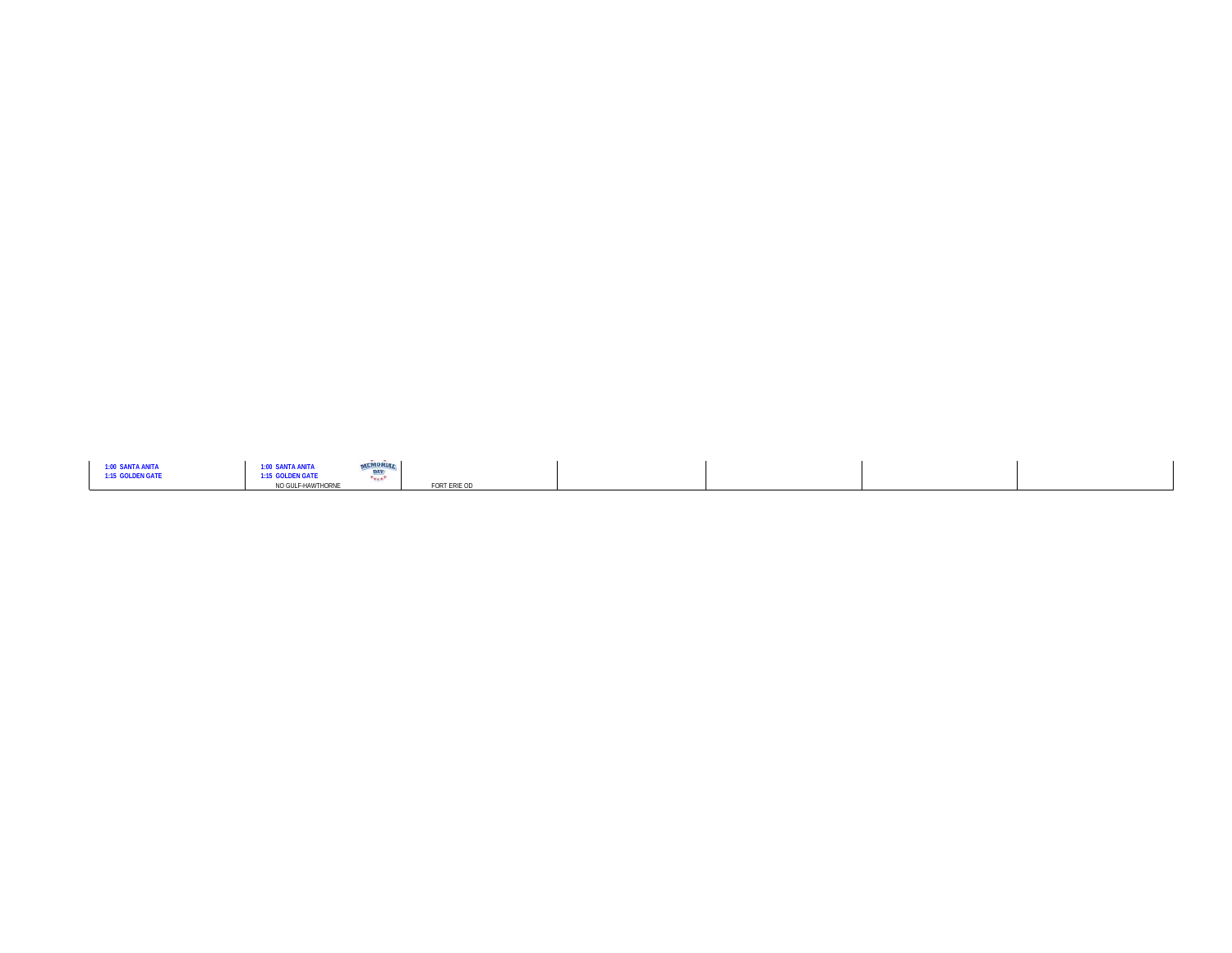| | | | | | | |
|---|---|---|---|---|---|---|
| **1:00 SANTA ANITA**<br>**1:15 GOLDEN GATE** | **1:00 SANTA ANITA**<br>**1:15 GOLDEN GATE**<br>MEMORIAL DAY<br>NO GULF-HAWTHORNE | FORT ERIE OD | | | | |